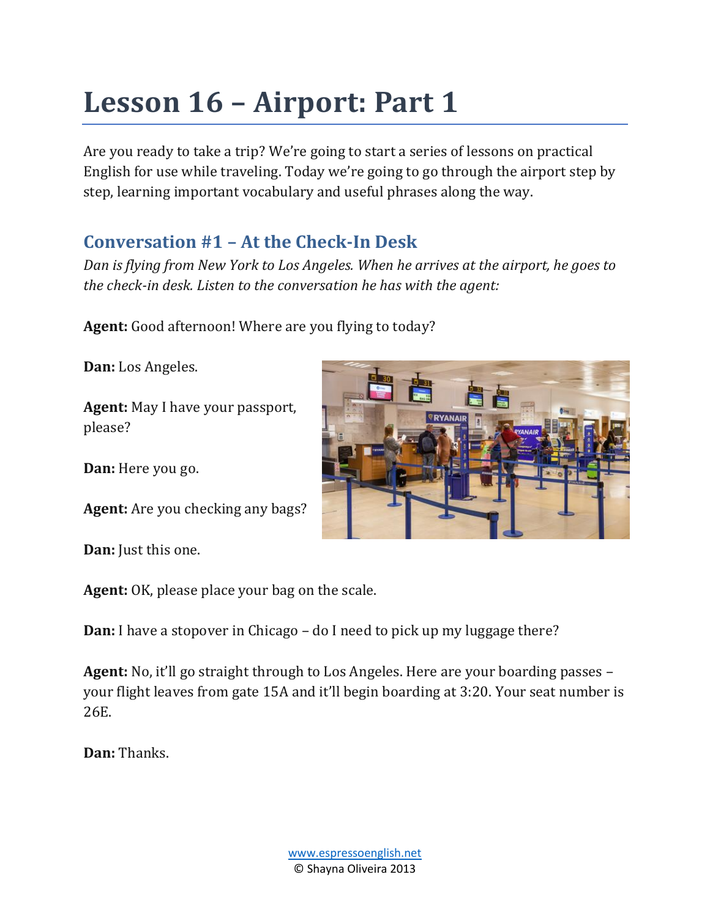# Lesson 16 – Airport: Part 1

Are you ready to take a trip? We're going to start a series of lessons on practical English for use while traveling. Today we're going to go through the airport step by step, learning important vocabulary and useful phrases along the way.

## Conversation #1 – At the Check-In Desk

*Dan is flying from New York to Los Angeles. When he arrives at the airport, he goes to the check-in desk. Listen to the conversation he has with the agent:*

**Agent:** Good afternoon! Where are you flying to today?

**Dan:** Los Angeles.

**Agent:** May I have your passport, please?

**Dan:** Here you go.

**Agent:** Are you checking any bags?

**Dan:** Just this one.

**Agent:** OK, please place your bag on the scale.

**Dan:** I have a stopover in Chicago – do I need to pick up my luggage there?

**Agent:** No, it'll go straight through to Los Angeles. Here are your boarding passes – your flight leaves from gate 15A and it'll begin boarding at 3:20. Your seat number is 26E.

**Dan:** Thanks.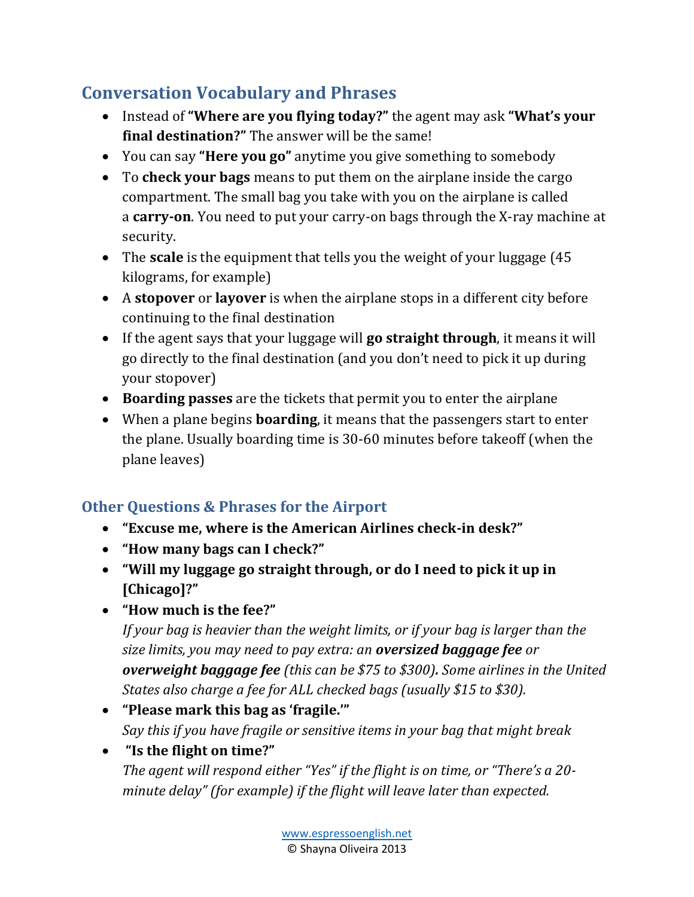## Conversation Vocabulary and Phrases

- Instead of **"Where are you flying today?"** the agent may ask **"What's your final destination?"** The answer will be the same!
- You can say **"Here you go"** anytime you give something to somebody
- To **check your bags** means to put them on the airplane inside the cargo compartment. The small bag you take with you on the airplane is called a **carry-on**. You need to put your carry-on bags through the X-ray machine at security.
- The **scale** is the equipment that tells you the weight of your luggage (45 kilograms, for example)
- A **stopover** or **layover** is when the airplane stops in a different city before continuing to the final destination
- If the agent says that your luggage will **go straight through**, it means it will go directly to the final destination (and you don't need to pick it up during your stopover)
- **Boarding passes** are the tickets that permit you to enter the airplane
- When a plane begins **boarding**, it means that the passengers start to enter the plane. Usually boarding time is 30-60 minutes before takeoff (when the plane leaves)

## Other Questions & Phrases for the Airport

- **"Excuse me, where is the American Airlines check-in desk?"**
- **"How many bags can I check?"**
- **"Will my luggage go straight through, or do I need to pick it up in [Chicago]?"**
- **"How much is the fee?"**
  *If your bag is heavier than the weight limits, or if your bag is larger than the size limits, you may need to pay extra: an* ***oversized baggage fee*** *or* ***overweight baggage fee*** *(this can be $75 to $300)**.** Some airlines in the United States also charge a fee for ALL checked bags (usually $15 to $30).*
- **"Please mark this bag as 'fragile.'"**
  *Say this if you have fragile or sensitive items in your bag that might break*
- **"Is the flight on time?"**
  *The agent will respond either "Yes" if the flight is on time, or "There's a 20-minute delay" (for example) if the flight will leave later than expected.*

www.espressoenglish.net
© Shayna Oliveira 2013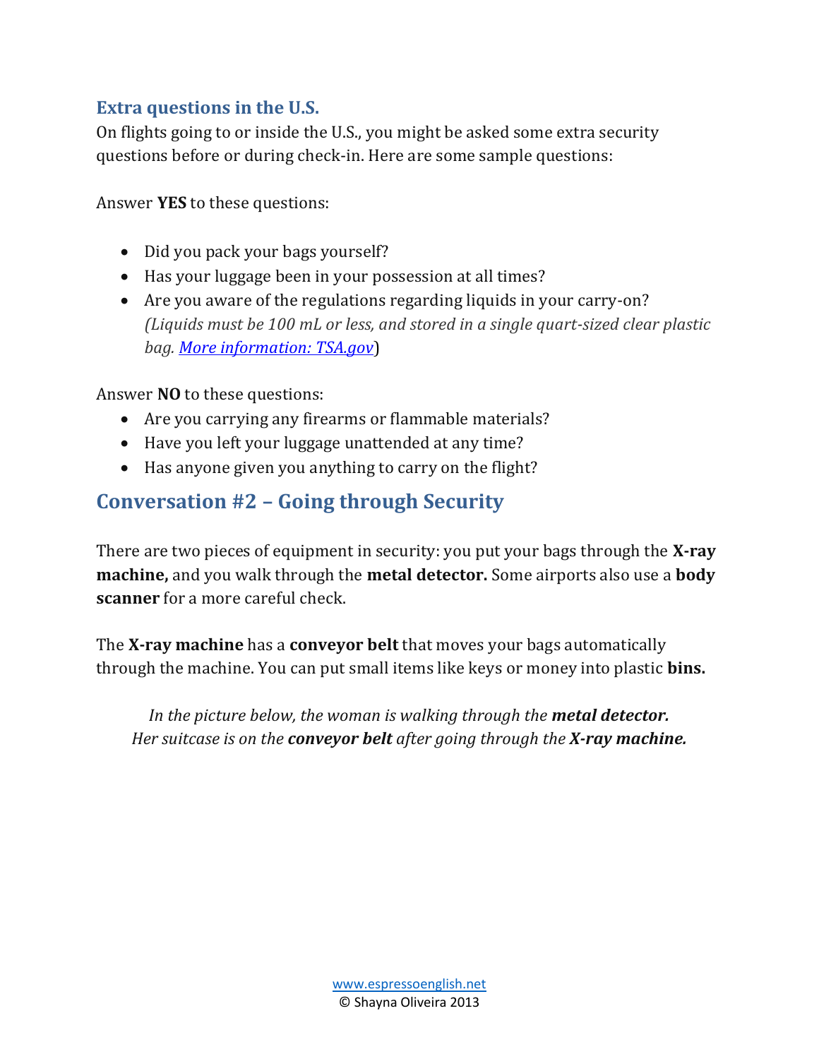### Extra questions in the U.S.

On flights going to or inside the U.S., you might be asked some extra security questions before or during check-in. Here are some sample questions:

Answer **YES** to these questions:

- Did you pack your bags yourself?
- Has your luggage been in your possession at all times?
- Are you aware of the regulations regarding liquids in your carry-on?
  *(Liquids must be 100 mL or less, and stored in a single quart-sized clear plastic bag. [More information: TSA.gov](http://TSA.gov))*

Answer **NO** to these questions:

- Are you carrying any firearms or flammable materials?
- Have you left your luggage unattended at any time?
- Has anyone given you anything to carry on the flight?

## Conversation #2 – Going through Security

There are two pieces of equipment in security: you put your bags through the **X-ray machine,** and you walk through the **metal detector.** Some airports also use a **body scanner** for a more careful check.

The **X-ray machine** has a **conveyor belt** that moves your bags automatically through the machine. You can put small items like keys or money into plastic **bins.**

*In the picture below, the woman is walking through the **metal detector.** Her suitcase is on the **conveyor belt** after going through the **X-ray machine.***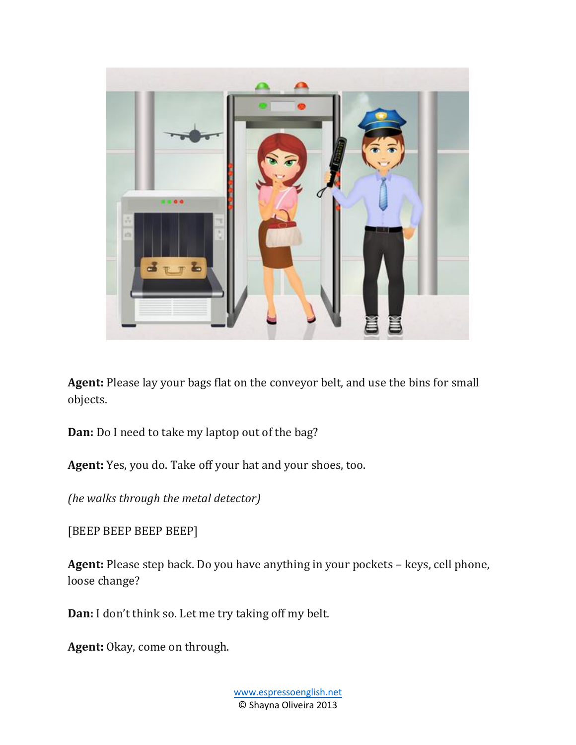**Agent:** Please lay your bags flat on the conveyor belt, and use the bins for small objects.

**Dan:** Do I need to take my laptop out of the bag?

**Agent:** Yes, you do. Take off your hat and your shoes, too.

*(he walks through the metal detector)*

[BEEP BEEP BEEP BEEP]

**Agent:** Please step back. Do you have anything in your pockets – keys, cell phone, loose change?

**Dan:** I don't think so. Let me try taking off my belt.

**Agent:** Okay, come on through.

www.espressoenglish.net
© Shayna Oliveira 2013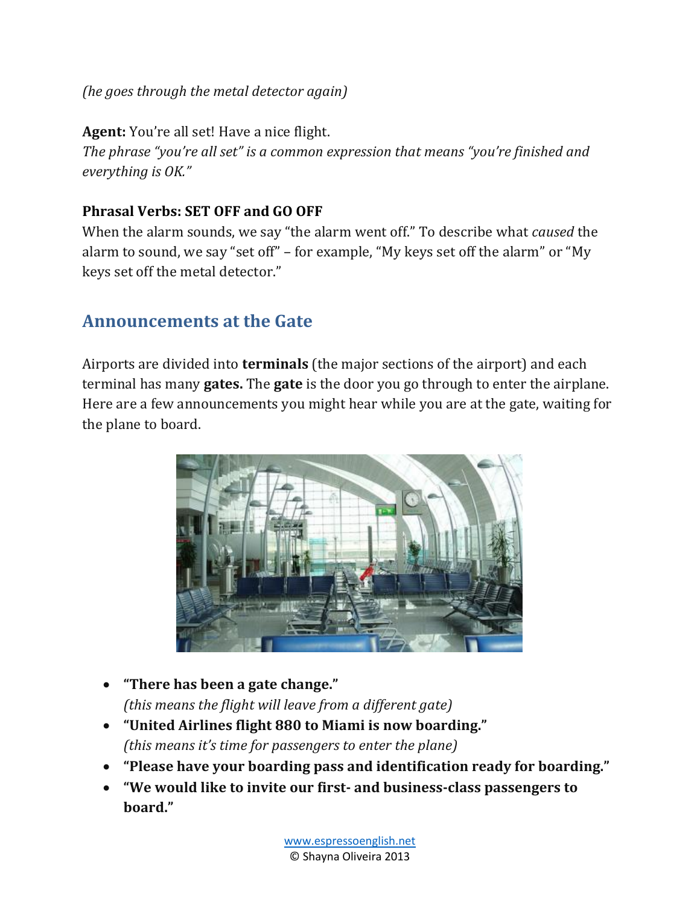*(he goes through the metal detector again)*

**Agent:** You're all set! Have a nice flight.
*The phrase "you're all set" is a common expression that means "you're finished and everything is OK."*

**Phrasal Verbs: SET OFF and GO OFF**
When the alarm sounds, we say "the alarm went off." To describe what *caused* the alarm to sound, we say "set off" – for example, "My keys set off the alarm" or "My keys set off the metal detector."

## Announcements at the Gate

Airports are divided into **terminals** (the major sections of the airport) and each terminal has many **gates.** The **gate** is the door you go through to enter the airplane. Here are a few announcements you might hear while you are at the gate, waiting for the plane to board.

- **"There has been a gate change."**
  *(this means the flight will leave from a different gate)*
- **"United Airlines flight 880 to Miami is now boarding."**
  *(this means it's time for passengers to enter the plane)*
- **"Please have your boarding pass and identification ready for boarding."**
- **"We would like to invite our first- and business-class passengers to board."**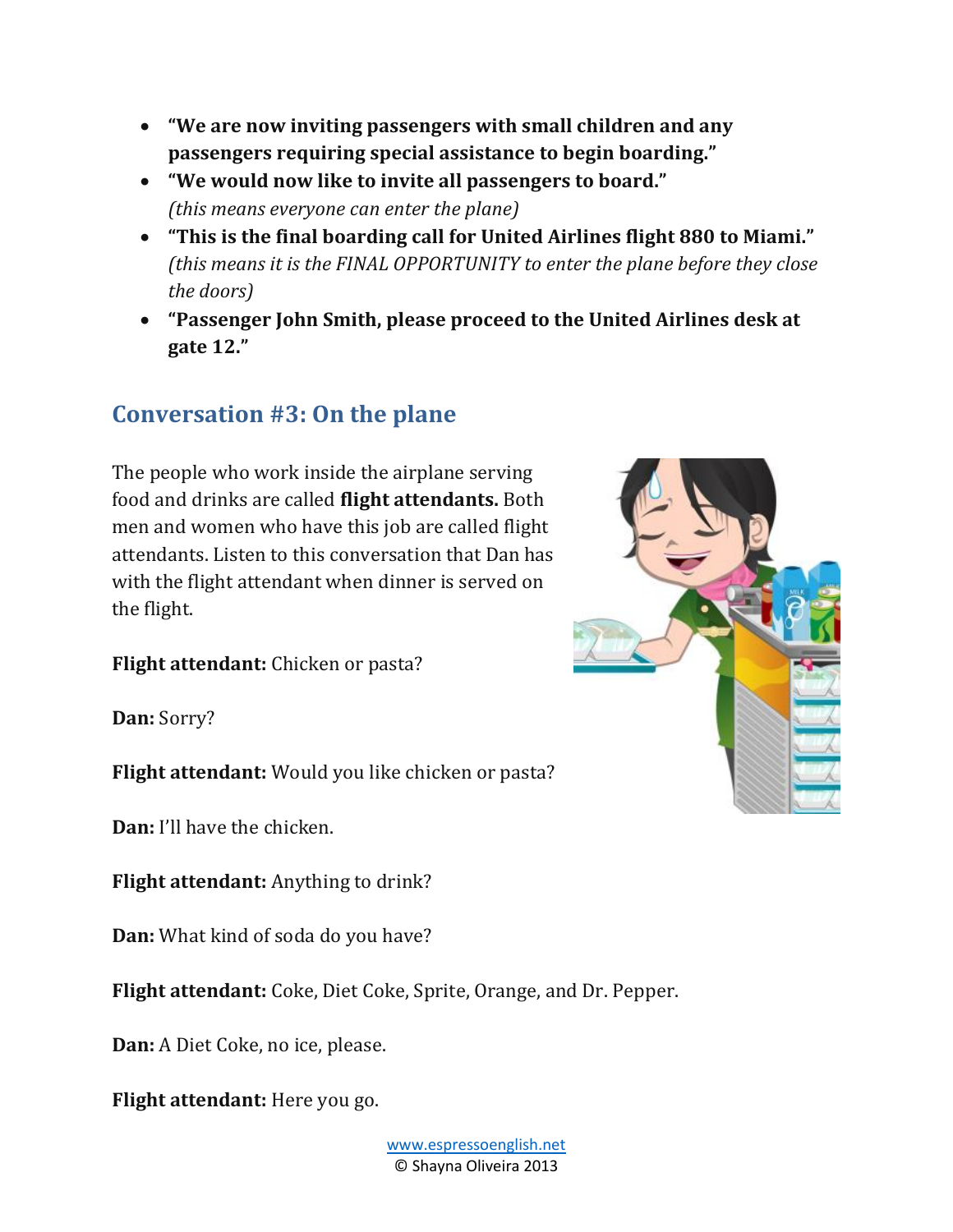- **"We are now inviting passengers with small children and any passengers requiring special assistance to begin boarding."**
- **"We would now like to invite all passengers to board."**
  *(this means everyone can enter the plane)*
- **"This is the final boarding call for United Airlines flight 880 to Miami."**
  *(this means it is the FINAL OPPORTUNITY to enter the plane before they close the doors)*
- **"Passenger John Smith, please proceed to the United Airlines desk at gate 12."**

## Conversation #3: On the plane

The people who work inside the airplane serving food and drinks are called **flight attendants.** Both men and women who have this job are called flight attendants. Listen to this conversation that Dan has with the flight attendant when dinner is served on the flight.

**Flight attendant:** Chicken or pasta?

**Dan:** Sorry?

**Flight attendant:** Would you like chicken or pasta?

**Dan:** I'll have the chicken.

**Flight attendant:** Anything to drink?

**Dan:** What kind of soda do you have?

**Flight attendant:** Coke, Diet Coke, Sprite, Orange, and Dr. Pepper.

**Dan:** A Diet Coke, no ice, please.

**Flight attendant:** Here you go.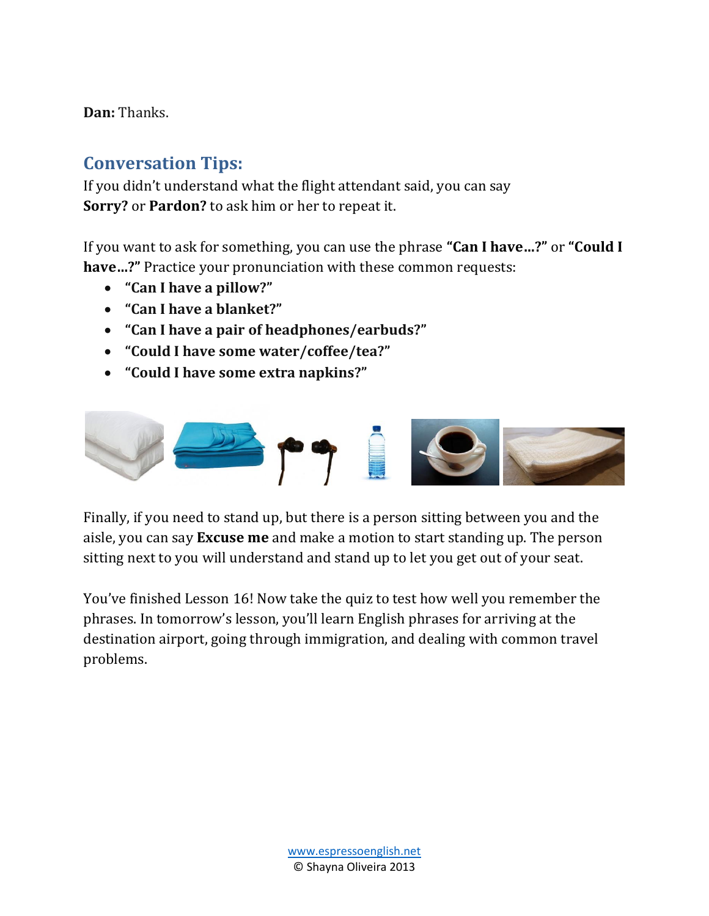**Dan:** Thanks.

## Conversation Tips:

If you didn't understand what the flight attendant said, you can say **Sorry?** or **Pardon?** to ask him or her to repeat it.

If you want to ask for something, you can use the phrase **"Can I have…?"** or **"Could I have…?"** Practice your pronunciation with these common requests:

- **"Can I have a pillow?"**
- **"Can I have a blanket?"**
- **"Can I have a pair of headphones/earbuds?"**
- **"Could I have some water/coffee/tea?"**
- **"Could I have some extra napkins?"**

Finally, if you need to stand up, but there is a person sitting between you and the aisle, you can say **Excuse me** and make a motion to start standing up. The person sitting next to you will understand and stand up to let you get out of your seat.

You've finished Lesson 16! Now take the quiz to test how well you remember the phrases. In tomorrow's lesson, you'll learn English phrases for arriving at the destination airport, going through immigration, and dealing with common travel problems.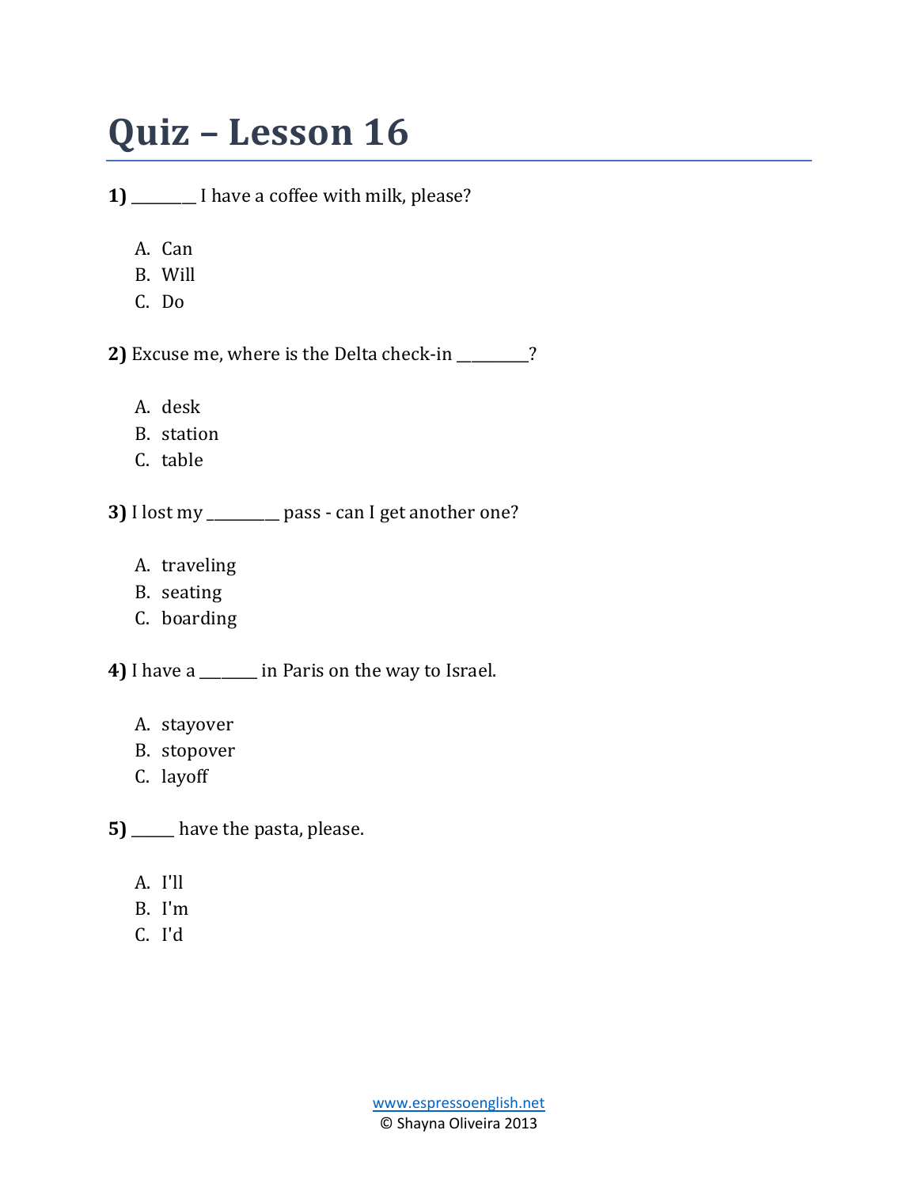# Quiz – Lesson 16

**1)** ________ I have a coffee with milk, please?

A. Can
B. Will
C. Do

**2)** Excuse me, where is the Delta check-in _________?

A. desk
B. station
C. table

**3)** I lost my _________ pass - can I get another one?

A. traveling
B. seating
C. boarding

**4)** I have a _______ in Paris on the way to Israel.

A. stayover
B. stopover
C. layoff

**5)** _____ have the pasta, please.

A. I'll
B. I'm
C. I'd

www.espressoenglish.net
© Shayna Oliveira 2013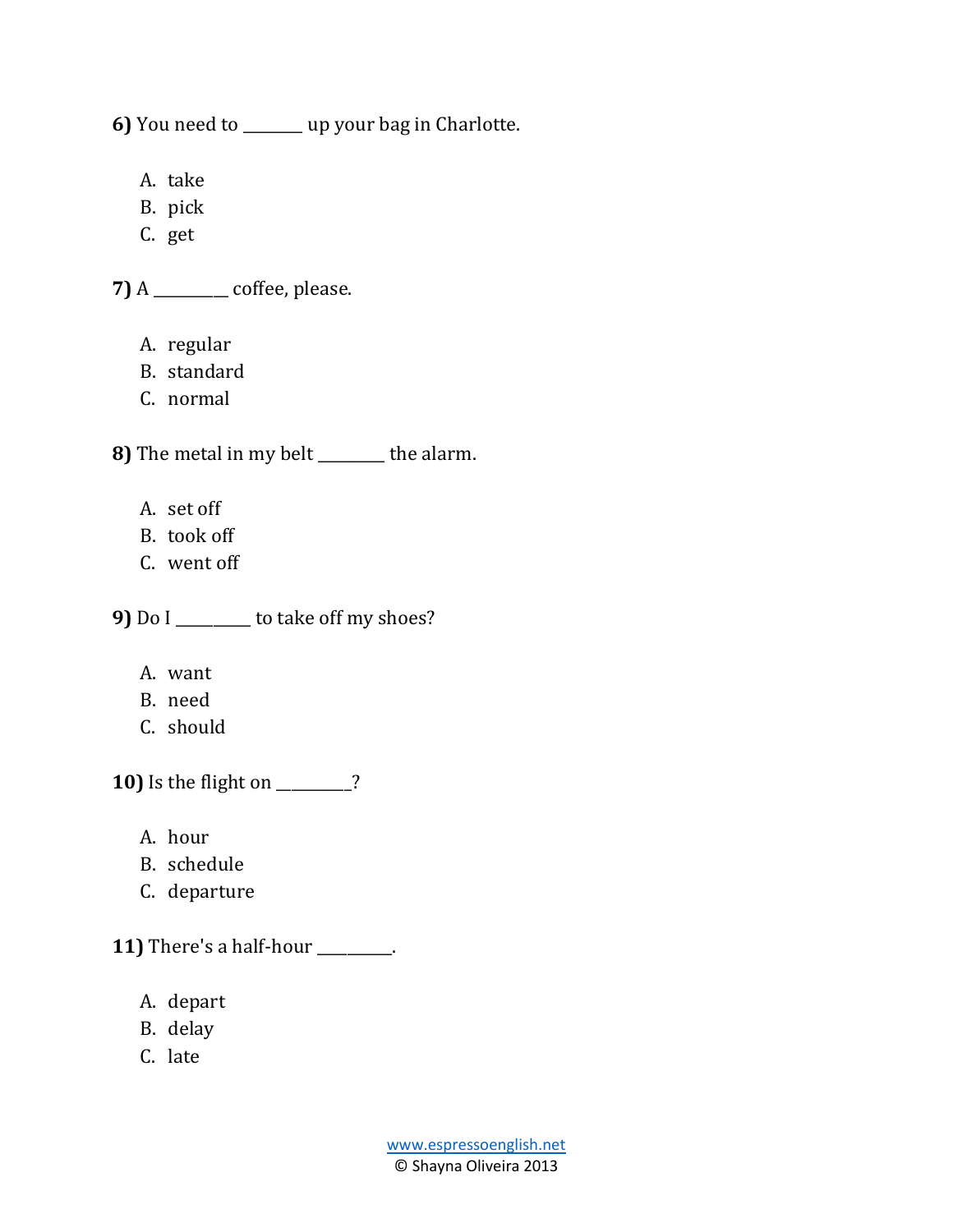**6)** You need to _______ up your bag in Charlotte.

A. take
B. pick
C. get

**7)** A _________ coffee, please.

A. regular
B. standard
C. normal

**8)** The metal in my belt ________ the alarm.

A. set off
B. took off
C. went off

**9)** Do I _________ to take off my shoes?

A. want
B. need
C. should

**10)** Is the flight on _________?

A. hour
B. schedule
C. departure

**11)** There's a half-hour _________.

A. depart
B. delay
C. late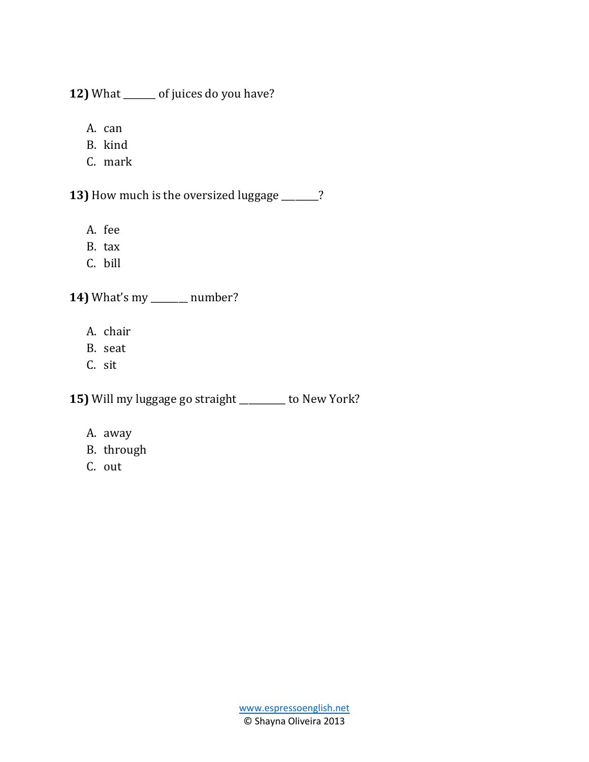**12)** What ______ of juices do you have?

A. can
B. kind
C. mark

**13)** How much is the oversized luggage _______?

A. fee
B. tax
C. bill

**14)** What's my _______ number?

A. chair
B. seat
C. sit

**15)** Will my luggage go straight ________ to New York?

A. away
B. through
C. out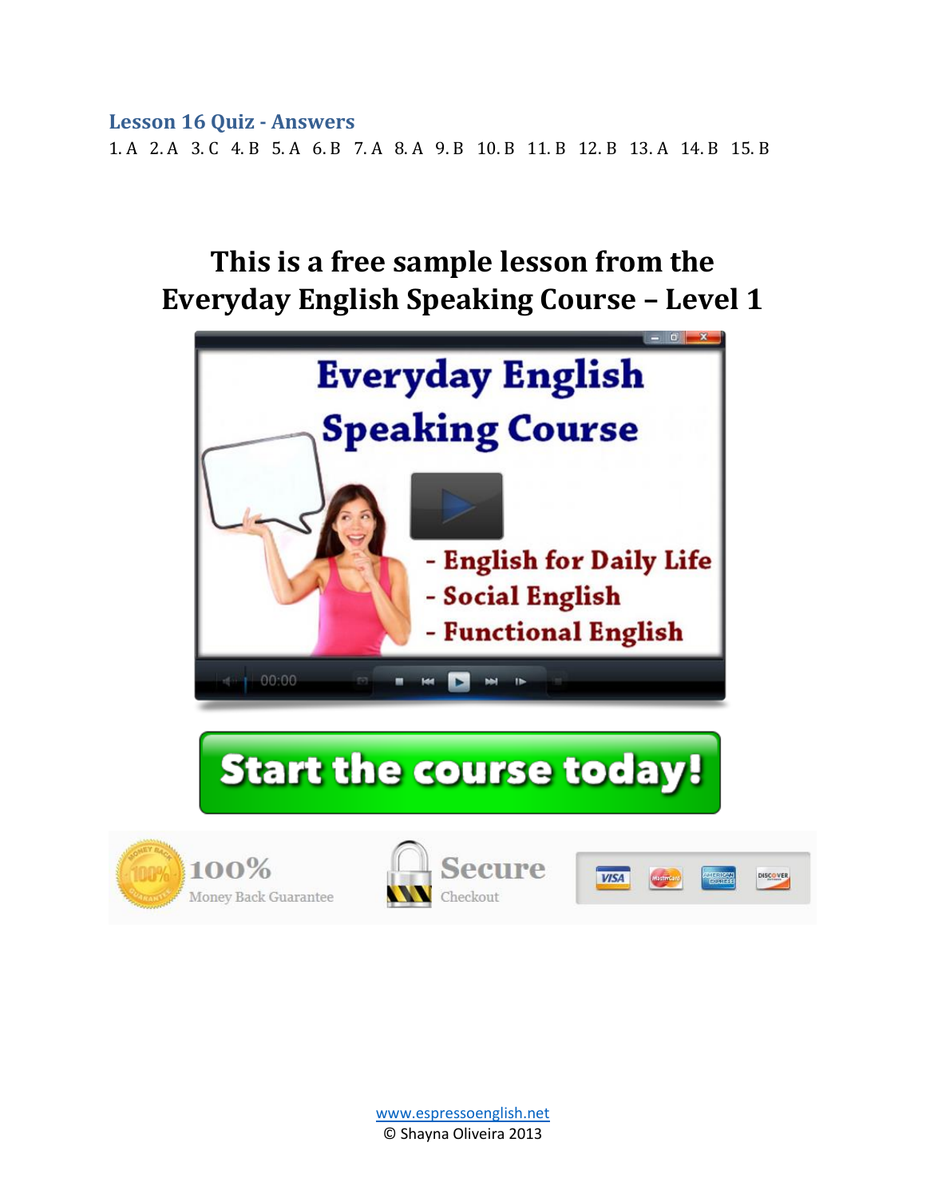## Lesson 16 Quiz - Answers

1. A 2. A 3. C 4. B 5. A 6. B 7. A 8. A 9. B 10. B 11. B 12. B 13. A 14. B 15. B

# This is a free sample lesson from the Everyday English Speaking Course – Level 1

Everyday English Speaking Course

- English for Daily Life
- Social English
- Functional English

**Start the course today!**

100% Money Back Guarantee

Secure Checkout

www.espressoenglish.net
© Shayna Oliveira 2013